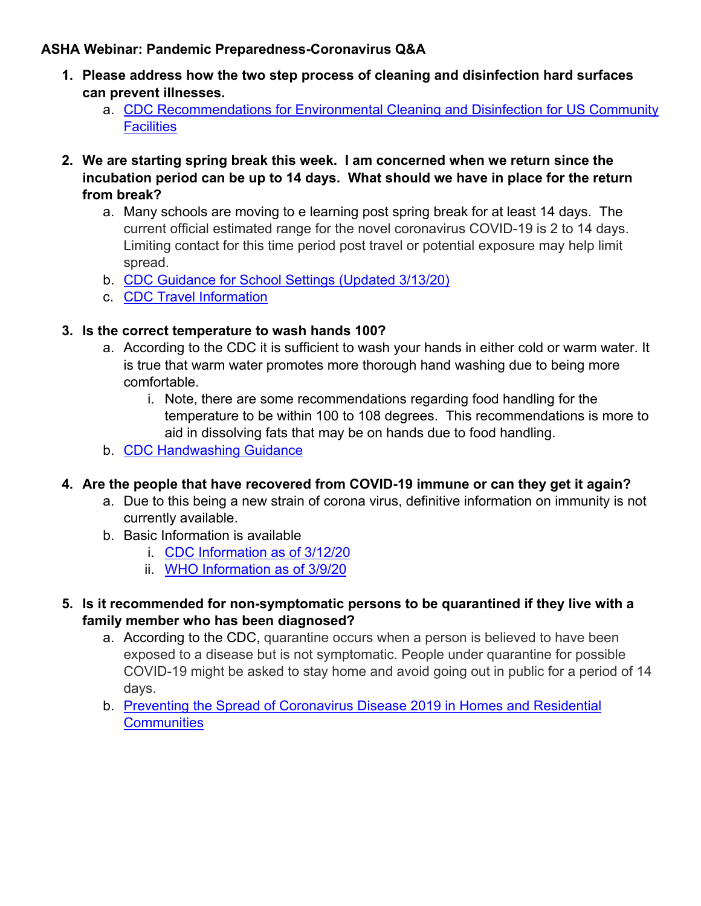**ASHA Webinar: Pandemic Preparedness-Coronavirus Q&A**

1. **Please address how the two step process of cleaning and disinfection hard surfaces can prevent illnesses.**
   a. CDC Recommendations for Environmental Cleaning and Disinfection for US Community Facilities

2. **We are starting spring break this week. I am concerned when we return since the incubation period can be up to 14 days. What should we have in place for the return from break?**
   a. Many schools are moving to e learning post spring break for at least 14 days. The current official estimated range for the novel coronavirus COVID-19 is 2 to 14 days. Limiting contact for this time period post travel or potential exposure may help limit spread.
   b. CDC Guidance for School Settings (Updated 3/13/20)
   c. CDC Travel Information

3. **Is the correct temperature to wash hands 100?**
   a. According to the CDC it is sufficient to wash your hands in either cold or warm water. It is true that warm water promotes more thorough hand washing due to being more comfortable.
      i. Note, there are some recommendations regarding food handling for the temperature to be within 100 to 108 degrees. This recommendations is more to aid in dissolving fats that may be on hands due to food handling.
   b. CDC Handwashing Guidance

4. **Are the people that have recovered from COVID-19 immune or can they get it again?**
   a. Due to this being a new strain of corona virus, definitive information on immunity is not currently available.
   b. Basic Information is available
      i. CDC Information as of 3/12/20
      ii. WHO Information as of 3/9/20

5. **Is it recommended for non-symptomatic persons to be quarantined if they live with a family member who has been diagnosed?**
   a. According to the CDC, quarantine occurs when a person is believed to have been exposed to a disease but is not symptomatic. People under quarantine for possible COVID-19 might be asked to stay home and avoid going out in public for a period of 14 days.
   b. Preventing the Spread of Coronavirus Disease 2019 in Homes and Residential Communities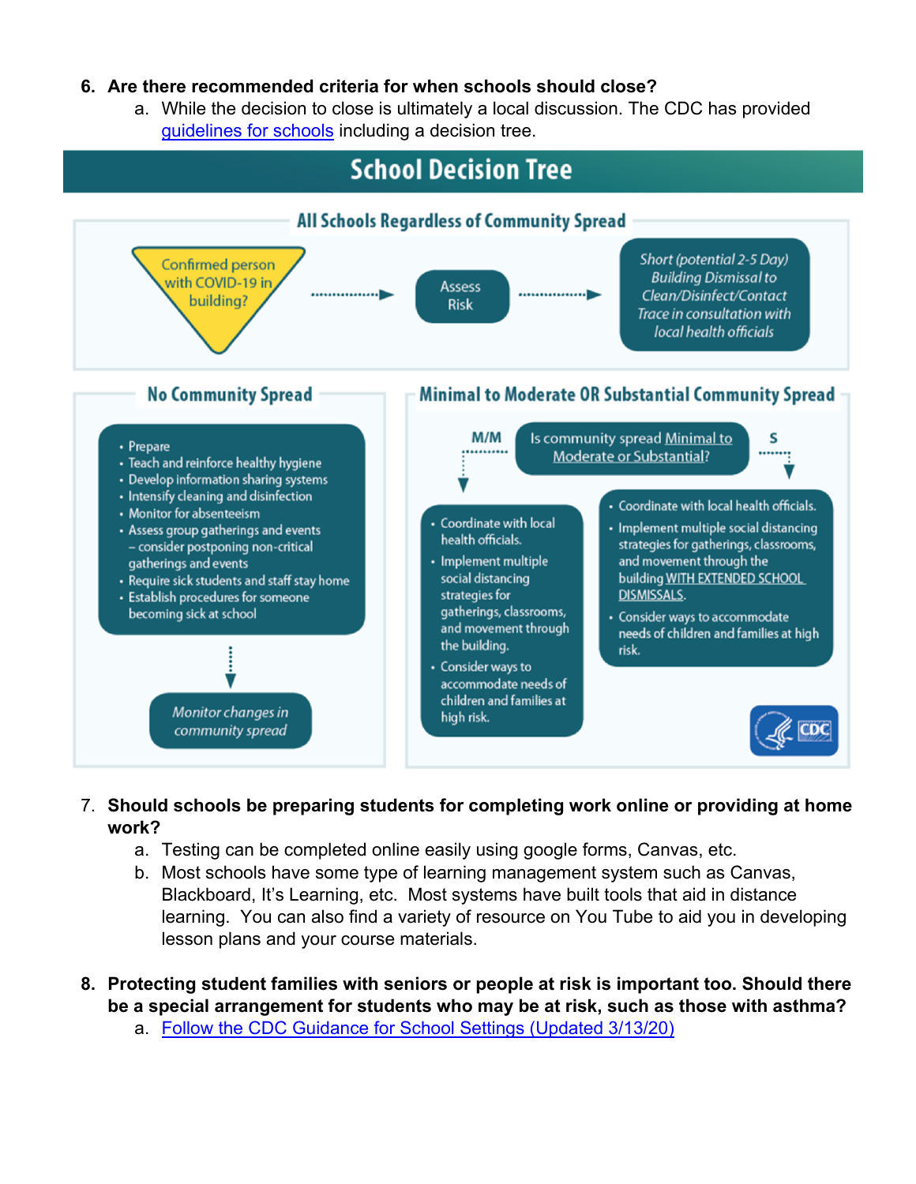6. **Are there recommended criteria for when schools should close?**
    a. While the decision to close is ultimately a local discussion. The CDC has provided [guidelines for schools]() including a decision tree.

## School Decision Tree

### All Schools Regardless of Community Spread

Confirmed person with COVID-19 in building? → Assess Risk → *Short (potential 2-5 Day) Building Dismissal to Clean/Disinfect/Contact Trace in consultation with local health officials*

### No Community Spread

- Prepare
- Teach and reinforce healthy hygiene
- Develop information sharing systems
- Intensify cleaning and disinfection
- Monitor for absenteeism
- Assess group gatherings and events – consider postponing non-critical gatherings and events
- Require sick students and staff stay home
- Establish procedures for someone becoming sick at school

↓

*Monitor changes in community spread*

### Minimal to Moderate OR Substantial Community Spread

Is community spread Minimal to Moderate or Substantial?

**M/M:**

- Coordinate with local health officials.
- Implement multiple social distancing strategies for gatherings, classrooms, and movement through the building.
- Consider ways to accommodate needs of children and families at high risk.

**S:**

- Coordinate with local health officials.
- Implement multiple social distancing strategies for gatherings, classrooms, and movement through the building WITH EXTENDED SCHOOL DISMISSALS.
- Consider ways to accommodate needs of children and families at high risk.

CDC

7. **Should schools be preparing students for completing work online or providing at home work?**
    a. Testing can be completed online easily using google forms, Canvas, etc.
    b. Most schools have some type of learning management system such as Canvas, Blackboard, It's Learning, etc. Most systems have built tools that aid in distance learning. You can also find a variety of resource on You Tube to aid you in developing lesson plans and your course materials.

8. **Protecting student families with seniors or people at risk is important too. Should there be a special arrangement for students who may be at risk, such as those with asthma?**
    a. [Follow the CDC Guidance for School Settings (Updated 3/13/20)]()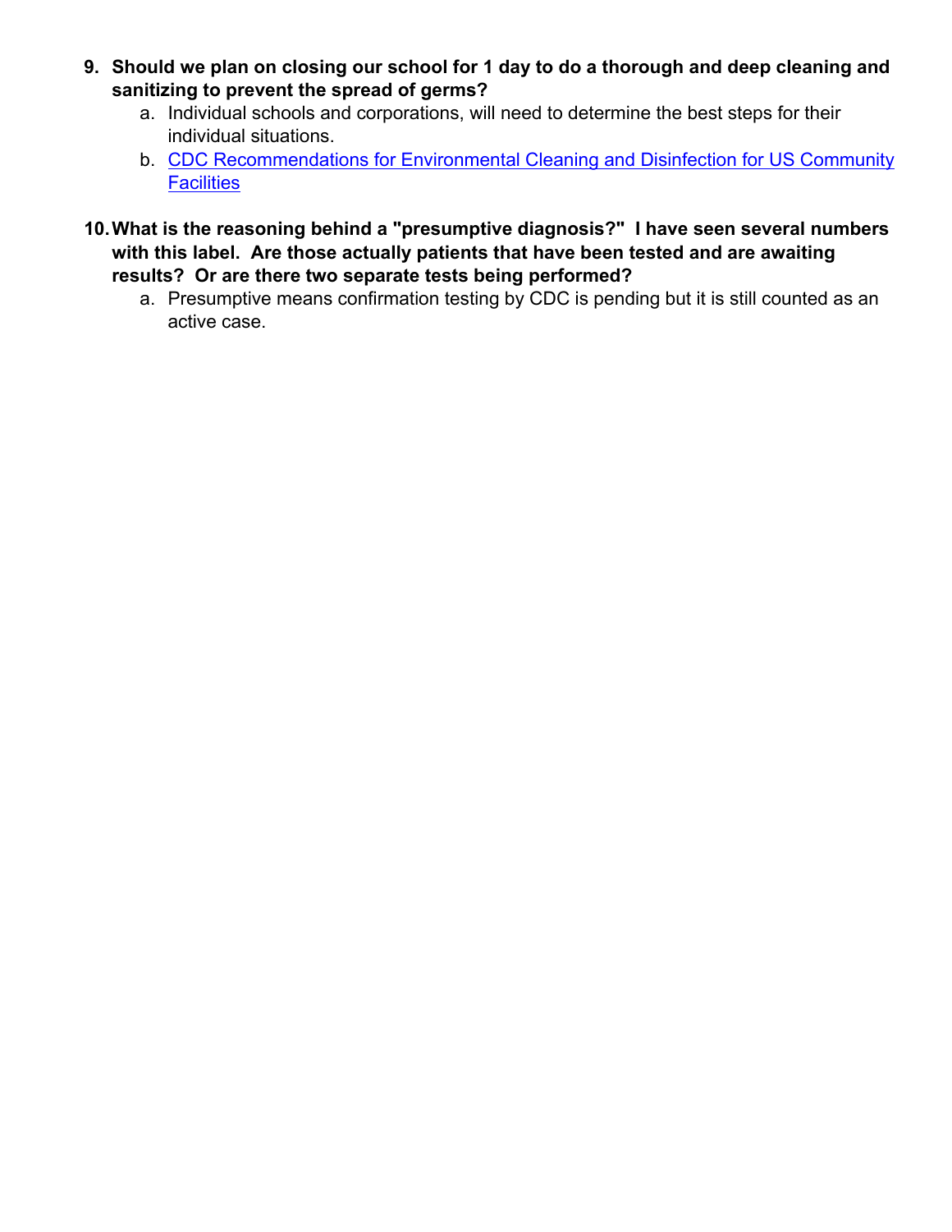9. **Should we plan on closing our school for 1 day to do a thorough and deep cleaning and sanitizing to prevent the spread of germs?**
   a. Individual schools and corporations, will need to determine the best steps for their individual situations.
   b. CDC Recommendations for Environmental Cleaning and Disinfection for US Community Facilities

10. **What is the reasoning behind a "presumptive diagnosis?" I have seen several numbers with this label. Are those actually patients that have been tested and are awaiting results? Or are there two separate tests being performed?**
    a. Presumptive means confirmation testing by CDC is pending but it is still counted as an active case.